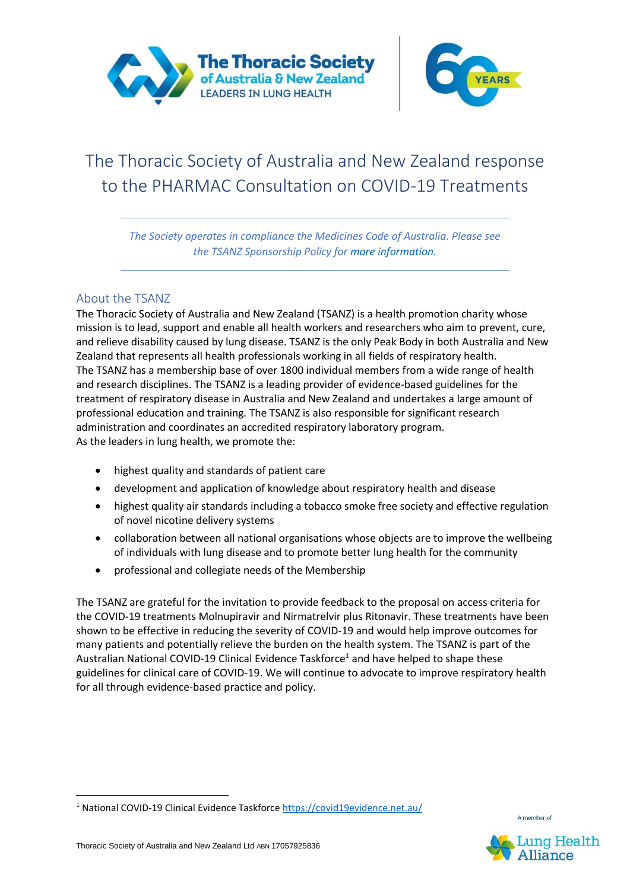# The Thoracic Society of Australia and New Zealand response to the PHARMAC Consultation on COVID-19 Treatments

---

*The Society operates in compliance the Medicines Code of Australia. Please see the TSANZ Sponsorship Policy for more information.*

---

## About the TSANZ

The Thoracic Society of Australia and New Zealand (TSANZ) is a health promotion charity whose mission is to lead, support and enable all health workers and researchers who aim to prevent, cure, and relieve disability caused by lung disease. TSANZ is the only Peak Body in both Australia and New Zealand that represents all health professionals working in all fields of respiratory health. The TSANZ has a membership base of over 1800 individual members from a wide range of health and research disciplines. The TSANZ is a leading provider of evidence-based guidelines for the treatment of respiratory disease in Australia and New Zealand and undertakes a large amount of professional education and training. The TSANZ is also responsible for significant research administration and coordinates an accredited respiratory laboratory program.
As the leaders in lung health, we promote the:

- highest quality and standards of patient care
- development and application of knowledge about respiratory health and disease
- highest quality air standards including a tobacco smoke free society and effective regulation of novel nicotine delivery systems
- collaboration between all national organisations whose objects are to improve the wellbeing of individuals with lung disease and to promote better lung health for the community
- professional and collegiate needs of the Membership

The TSANZ are grateful for the invitation to provide feedback to the proposal on access criteria for the COVID-19 treatments Molnupiravir and Nirmatrelvir plus Ritonavir. These treatments have been shown to be effective in reducing the severity of COVID-19 and would help improve outcomes for many patients and potentially relieve the burden on the health system. The TSANZ is part of the Australian National COVID-19 Clinical Evidence Taskforce[1] and have helped to shape these guidelines for clinical care of COVID-19. We will continue to advocate to improve respiratory health for all through evidence-based practice and policy.

---

[1] National COVID-19 Clinical Evidence Taskforce https://covid19evidence.net.au/

Thoracic Society of Australia and New Zealand Ltd ABN 17057925836

A member of Lung Health Alliance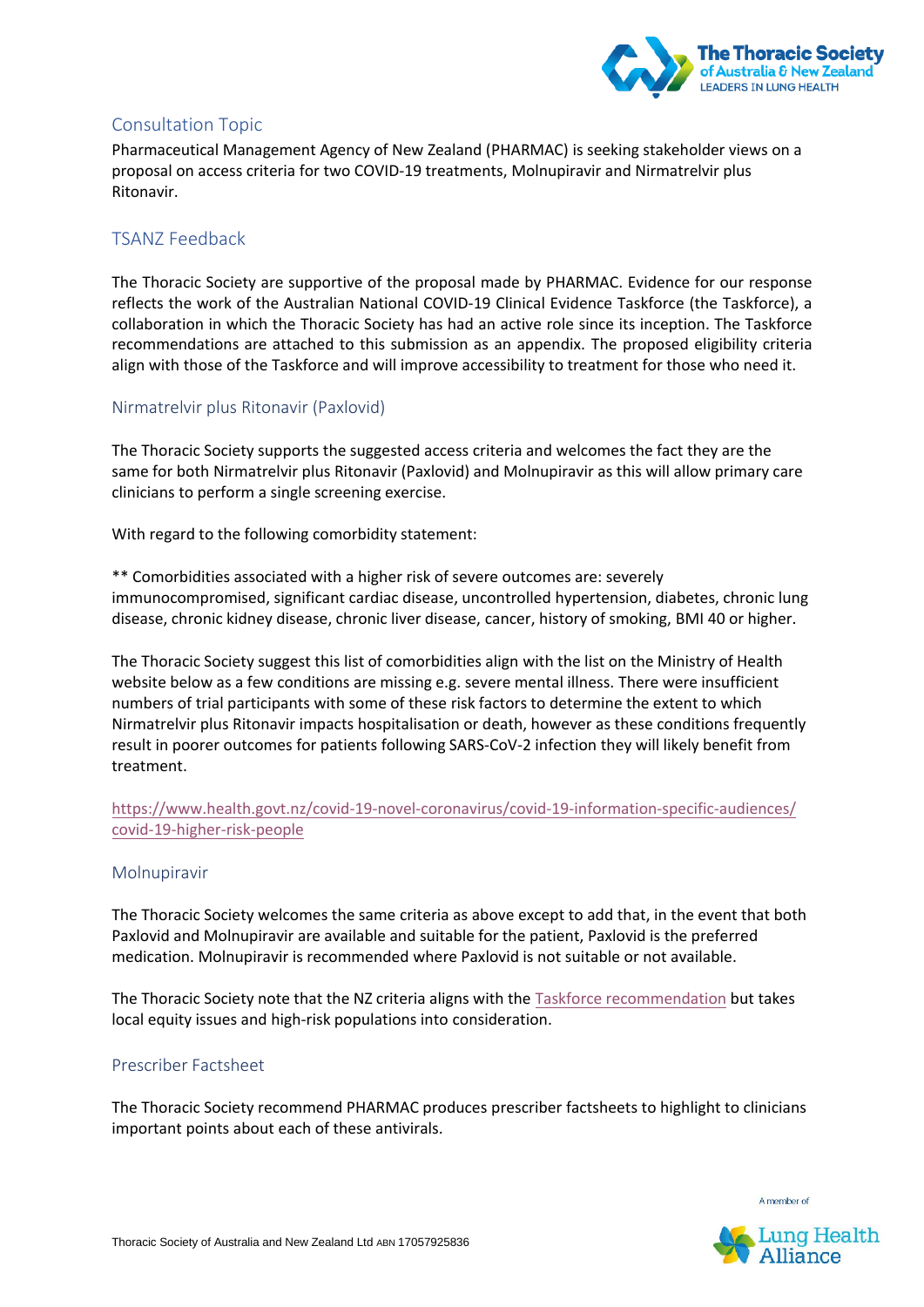## Consultation Topic

Pharmaceutical Management Agency of New Zealand (PHARMAC) is seeking stakeholder views on a proposal on access criteria for two COVID-19 treatments, Molnupiravir and Nirmatrelvir plus Ritonavir.

## TSANZ Feedback

The Thoracic Society are supportive of the proposal made by PHARMAC. Evidence for our response reflects the work of the Australian National COVID-19 Clinical Evidence Taskforce (the Taskforce), a collaboration in which the Thoracic Society has had an active role since its inception. The Taskforce recommendations are attached to this submission as an appendix. The proposed eligibility criteria align with those of the Taskforce and will improve accessibility to treatment for those who need it.

### Nirmatrelvir plus Ritonavir (Paxlovid)

The Thoracic Society supports the suggested access criteria and welcomes the fact they are the same for both Nirmatrelvir plus Ritonavir (Paxlovid) and Molnupiravir as this will allow primary care clinicians to perform a single screening exercise.

With regard to the following comorbidity statement:

** Comorbidities associated with a higher risk of severe outcomes are: severely immunocompromised, significant cardiac disease, uncontrolled hypertension, diabetes, chronic lung disease, chronic kidney disease, chronic liver disease, cancer, history of smoking, BMI 40 or higher.

The Thoracic Society suggest this list of comorbidities align with the list on the Ministry of Health website below as a few conditions are missing e.g. severe mental illness. There were insufficient numbers of trial participants with some of these risk factors to determine the extent to which Nirmatrelvir plus Ritonavir impacts hospitalisation or death, however as these conditions frequently result in poorer outcomes for patients following SARS-CoV-2 infection they will likely benefit from treatment.

https://www.health.govt.nz/covid-19-novel-coronavirus/covid-19-information-specific-audiences/covid-19-higher-risk-people

### Molnupiravir

The Thoracic Society welcomes the same criteria as above except to add that, in the event that both Paxlovid and Molnupiravir are available and suitable for the patient, Paxlovid is the preferred medication. Molnupiravir is recommended where Paxlovid is not suitable or not available.

The Thoracic Society note that the NZ criteria aligns with the Taskforce recommendation but takes local equity issues and high-risk populations into consideration.

### Prescriber Factsheet

The Thoracic Society recommend PHARMAC produces prescriber factsheets to highlight to clinicians important points about each of these antivirals.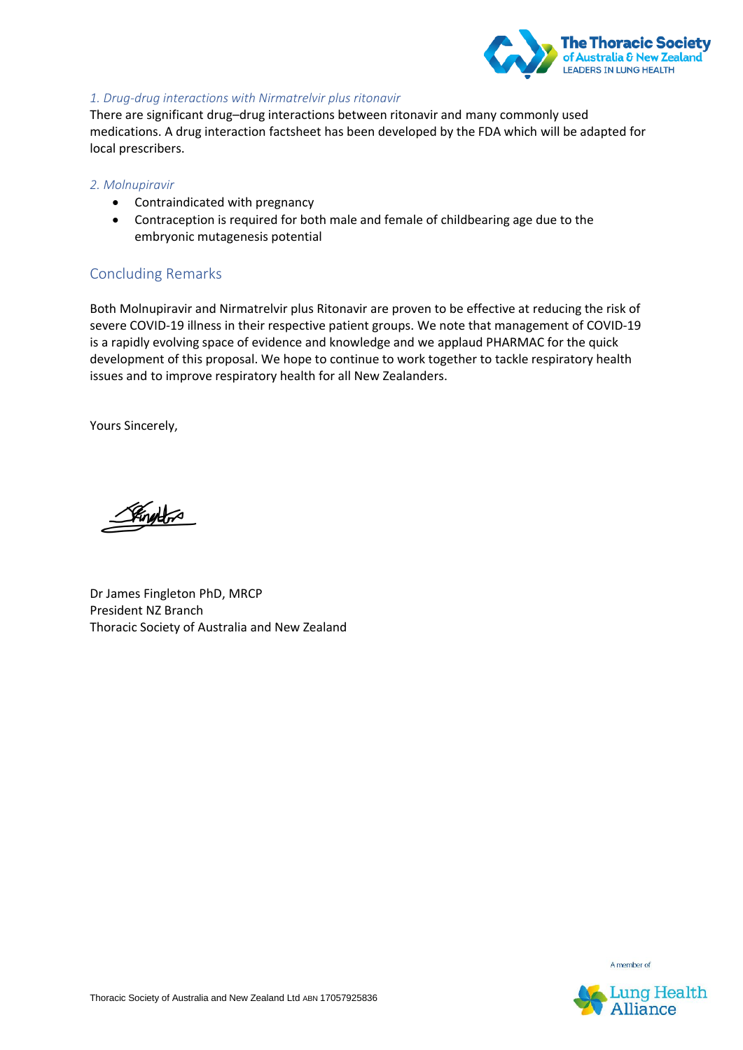*1. Drug-drug interactions with Nirmatrelvir plus ritonavir*

There are significant drug–drug interactions between ritonavir and many commonly used medications. A drug interaction factsheet has been developed by the FDA which will be adapted for local prescribers.

*2. Molnupiravir*

- Contraindicated with pregnancy
- Contraception is required for both male and female of childbearing age due to the embryonic mutagenesis potential

## Concluding Remarks

Both Molnupiravir and Nirmatrelvir plus Ritonavir are proven to be effective at reducing the risk of severe COVID-19 illness in their respective patient groups. We note that management of COVID-19 is a rapidly evolving space of evidence and knowledge and we applaud PHARMAC for the quick development of this proposal. We hope to continue to work together to tackle respiratory health issues and to improve respiratory health for all New Zealanders.

Yours Sincerely,

Dr James Fingleton PhD, MRCP
President NZ Branch
Thoracic Society of Australia and New Zealand

Thoracic Society of Australia and New Zealand Ltd ABN 17057925836